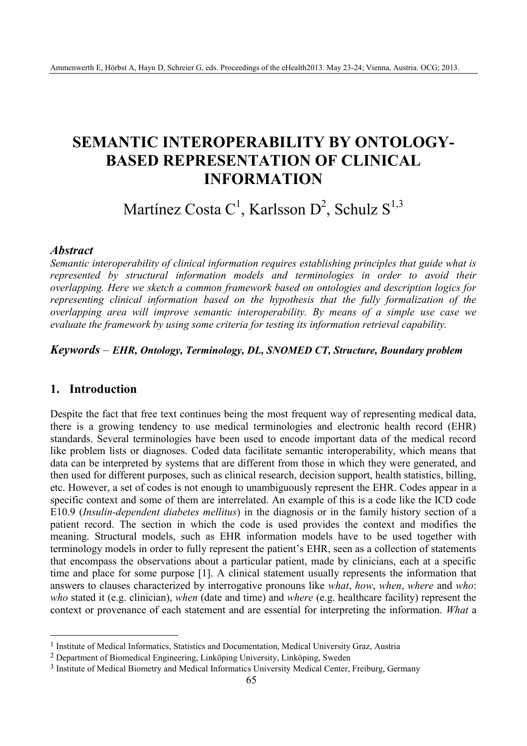# SEMANTIC INTEROPERABILITY BY ONTOLOGY-BASED REPRESENTATION OF CLINICAL INFORMATION

Martínez Costa C[1], Karlsson D[2], Schulz S[1,3]

### *Abstract*

*Semantic interoperability of clinical information requires establishing principles that guide what is represented by structural information models and terminologies in order to avoid their overlapping. Here we sketch a common framework based on ontologies and description logics for representing clinical information based on the hypothesis that the fully formalization of the overlapping area will improve semantic interoperability. By means of a simple use case we evaluate the framework by using some criteria for testing its information retrieval capability.*

***Keywords*** – ***EHR, Ontology, Terminology, DL, SNOMED CT, Structure, Boundary problem***

## 1. Introduction

Despite the fact that free text continues being the most frequent way of representing medical data, there is a growing tendency to use medical terminologies and electronic health record (EHR) standards. Several terminologies have been used to encode important data of the medical record like problem lists or diagnoses. Coded data facilitate semantic interoperability, which means that data can be interpreted by systems that are different from those in which they were generated, and then used for different purposes, such as clinical research, decision support, health statistics, billing, etc. However, a set of codes is not enough to unambiguously represent the EHR. Codes appear in a specific context and some of them are interrelated. An example of this is a code like the ICD code E10.9 (*Insulin-dependent diabetes mellitus*) in the diagnosis or in the family history section of a patient record. The section in which the code is used provides the context and modifies the meaning. Structural models, such as EHR information models have to be used together with terminology models in order to fully represent the patient's EHR, seen as a collection of statements that encompass the observations about a particular patient, made by clinicians, each at a specific time and place for some purpose [1]. A clinical statement usually represents the information that answers to clauses characterized by interrogative pronouns like *what*, *how*, *when*, *where* and *who*: *who* stated it (e.g. clinician), *when* (date and time) and *where* (e.g. healthcare facility) represent the context or provenance of each statement and are essential for interpreting the information. *What* a

---

[1] Institute of Medical Informatics, Statistics and Documentation, Medical University Graz, Austria

[2] Department of Biomedical Engineering, Linköping University, Linköping, Sweden

[3] Institute of Medical Biometry and Medical Informatics University Medical Center, Freiburg, Germany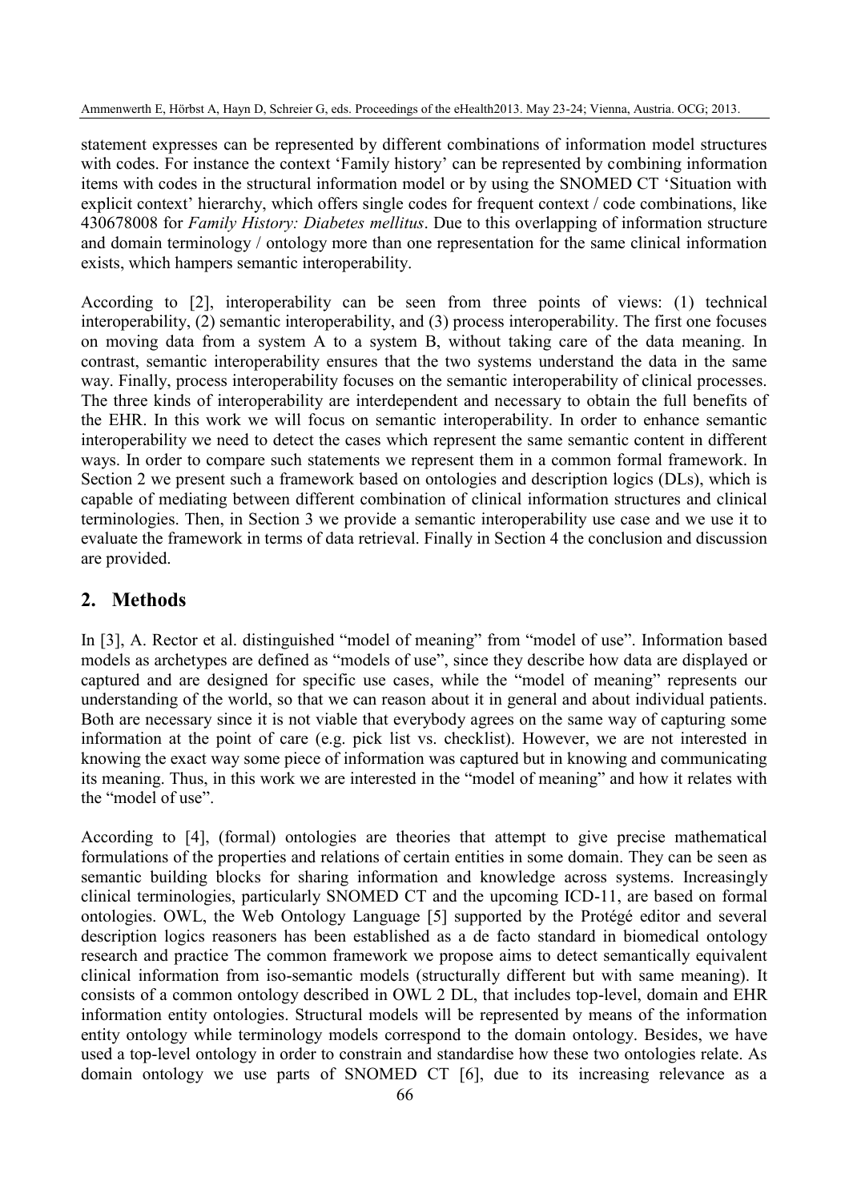statement expresses can be represented by different combinations of information model structures with codes. For instance the context 'Family history' can be represented by combining information items with codes in the structural information model or by using the SNOMED CT 'Situation with explicit context' hierarchy, which offers single codes for frequent context / code combinations, like 430678008 for *Family History: Diabetes mellitus*. Due to this overlapping of information structure and domain terminology / ontology more than one representation for the same clinical information exists, which hampers semantic interoperability.

According to [2], interoperability can be seen from three points of views: (1) technical interoperability, (2) semantic interoperability, and (3) process interoperability. The first one focuses on moving data from a system A to a system B, without taking care of the data meaning. In contrast, semantic interoperability ensures that the two systems understand the data in the same way. Finally, process interoperability focuses on the semantic interoperability of clinical processes. The three kinds of interoperability are interdependent and necessary to obtain the full benefits of the EHR. In this work we will focus on semantic interoperability. In order to enhance semantic interoperability we need to detect the cases which represent the same semantic content in different ways. In order to compare such statements we represent them in a common formal framework. In Section 2 we present such a framework based on ontologies and description logics (DLs), which is capable of mediating between different combination of clinical information structures and clinical terminologies. Then, in Section 3 we provide a semantic interoperability use case and we use it to evaluate the framework in terms of data retrieval. Finally in Section 4 the conclusion and discussion are provided.

## 2. Methods

In [3], A. Rector et al. distinguished "model of meaning" from "model of use". Information based models as archetypes are defined as "models of use", since they describe how data are displayed or captured and are designed for specific use cases, while the "model of meaning" represents our understanding of the world, so that we can reason about it in general and about individual patients. Both are necessary since it is not viable that everybody agrees on the same way of capturing some information at the point of care (e.g. pick list vs. checklist). However, we are not interested in knowing the exact way some piece of information was captured but in knowing and communicating its meaning. Thus, in this work we are interested in the "model of meaning" and how it relates with the "model of use".

According to [4], (formal) ontologies are theories that attempt to give precise mathematical formulations of the properties and relations of certain entities in some domain. They can be seen as semantic building blocks for sharing information and knowledge across systems. Increasingly clinical terminologies, particularly SNOMED CT and the upcoming ICD-11, are based on formal ontologies. OWL, the Web Ontology Language [5] supported by the Protégé editor and several description logics reasoners has been established as a de facto standard in biomedical ontology research and practice The common framework we propose aims to detect semantically equivalent clinical information from iso-semantic models (structurally different but with same meaning). It consists of a common ontology described in OWL 2 DL, that includes top-level, domain and EHR information entity ontologies. Structural models will be represented by means of the information entity ontology while terminology models correspond to the domain ontology. Besides, we have used a top-level ontology in order to constrain and standardise how these two ontologies relate. As domain ontology we use parts of SNOMED CT [6], due to its increasing relevance as a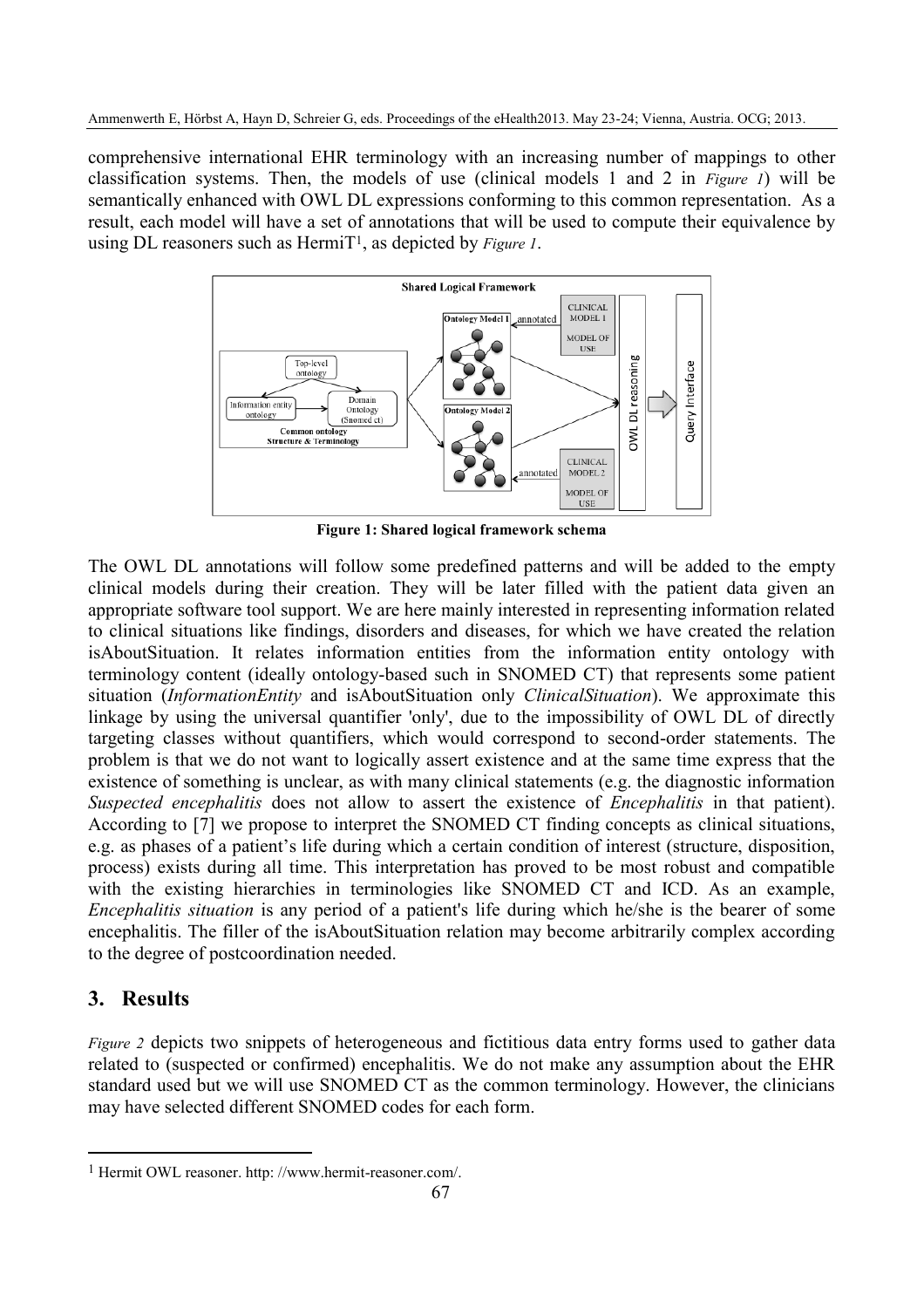comprehensive international EHR terminology with an increasing number of mappings to other classification systems. Then, the models of use (clinical models 1 and 2 in *Figure 1*) will be semantically enhanced with OWL DL expressions conforming to this common representation. As a result, each model will have a set of annotations that will be used to compute their equivalence by using DL reasoners such as HermiT[1], as depicted by *Figure 1*.

**Figure 1: Shared logical framework schema**

The OWL DL annotations will follow some predefined patterns and will be added to the empty clinical models during their creation. They will be later filled with the patient data given an appropriate software tool support. We are here mainly interested in representing information related to clinical situations like findings, disorders and diseases, for which we have created the relation isAboutSituation. It relates information entities from the information entity ontology with terminology content (ideally ontology-based such in SNOMED CT) that represents some patient situation (*InformationEntity* and isAboutSituation only *ClinicalSituation*). We approximate this linkage by using the universal quantifier 'only', due to the impossibility of OWL DL of directly targeting classes without quantifiers, which would correspond to second-order statements. The problem is that we do not want to logically assert existence and at the same time express that the existence of something is unclear, as with many clinical statements (e.g. the diagnostic information *Suspected encephalitis* does not allow to assert the existence of *Encephalitis* in that patient). According to [7] we propose to interpret the SNOMED CT finding concepts as clinical situations, e.g. as phases of a patient's life during which a certain condition of interest (structure, disposition, process) exists during all time. This interpretation has proved to be most robust and compatible with the existing hierarchies in terminologies like SNOMED CT and ICD. As an example, *Encephalitis situation* is any period of a patient's life during which he/she is the bearer of some encephalitis. The filler of the isAboutSituation relation may become arbitrarily complex according to the degree of postcoordination needed.

## 3. Results

*Figure 2* depicts two snippets of heterogeneous and fictitious data entry forms used to gather data related to (suspected or confirmed) encephalitis. We do not make any assumption about the EHR standard used but we will use SNOMED CT as the common terminology. However, the clinicians may have selected different SNOMED codes for each form.

[1] Hermit OWL reasoner. http: //www.hermit-reasoner.com/.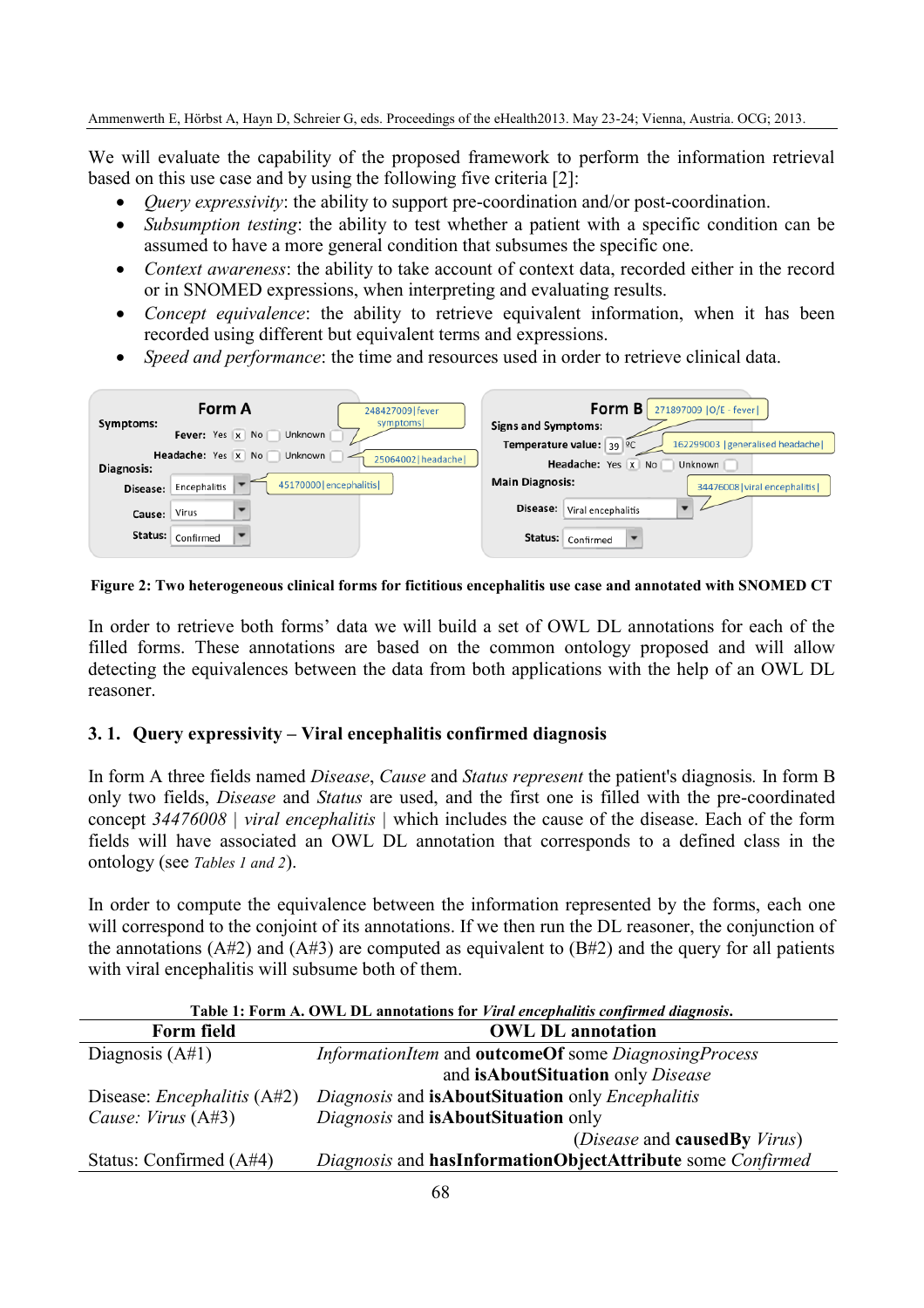We will evaluate the capability of the proposed framework to perform the information retrieval based on this use case and by using the following five criteria [2]:

- *Query expressivity*: the ability to support pre-coordination and/or post-coordination.
- *Subsumption testing*: the ability to test whether a patient with a specific condition can be assumed to have a more general condition that subsumes the specific one.
- *Context awareness*: the ability to take account of context data, recorded either in the record or in SNOMED expressions, when interpreting and evaluating results.
- *Concept equivalence*: the ability to retrieve equivalent information, when it has been recorded using different but equivalent terms and expressions.
- *Speed and performance*: the time and resources used in order to retrieve clinical data.

**Figure 2: Two heterogeneous clinical forms for fictitious encephalitis use case and annotated with SNOMED CT**

In order to retrieve both forms' data we will build a set of OWL DL annotations for each of the filled forms. These annotations are based on the common ontology proposed and will allow detecting the equivalences between the data from both applications with the help of an OWL DL reasoner.

### 3. 1. Query expressivity – Viral encephalitis confirmed diagnosis

In form A three fields named *Disease*, *Cause* and *Status represent* the patient's diagnosis. In form B only two fields, *Disease* and *Status* are used, and the first one is filled with the pre-coordinated concept *34476008 | viral encephalitis |* which includes the cause of the disease. Each of the form fields will have associated an OWL DL annotation that corresponds to a defined class in the ontology (see *Tables 1 and 2*).

In order to compute the equivalence between the information represented by the forms, each one will correspond to the conjoint of its annotations. If we then run the DL reasoner, the conjunction of the annotations (A#2) and (A#3) are computed as equivalent to (B#2) and the query for all patients with viral encephalitis will subsume both of them.

**Table 1: Form A. OWL DL annotations for *Viral encephalitis confirmed diagnosis*.**

| Form field | OWL DL annotation |
|---|---|
| Diagnosis (A#1) | *InformationItem* and **outcomeOf** some *DiagnosingProcess* and **isAboutSituation** only *Disease* |
| Disease: *Encephalitis* (A#2) | *Diagnosis* and **isAboutSituation** only *Encephalitis* |
| *Cause: Virus* (A#3) | *Diagnosis* and **isAboutSituation** only (*Disease* and **causedBy** *Virus*) |
| Status: Confirmed (A#4) | *Diagnosis* and **hasInformationObjectAttribute** some *Confirmed* |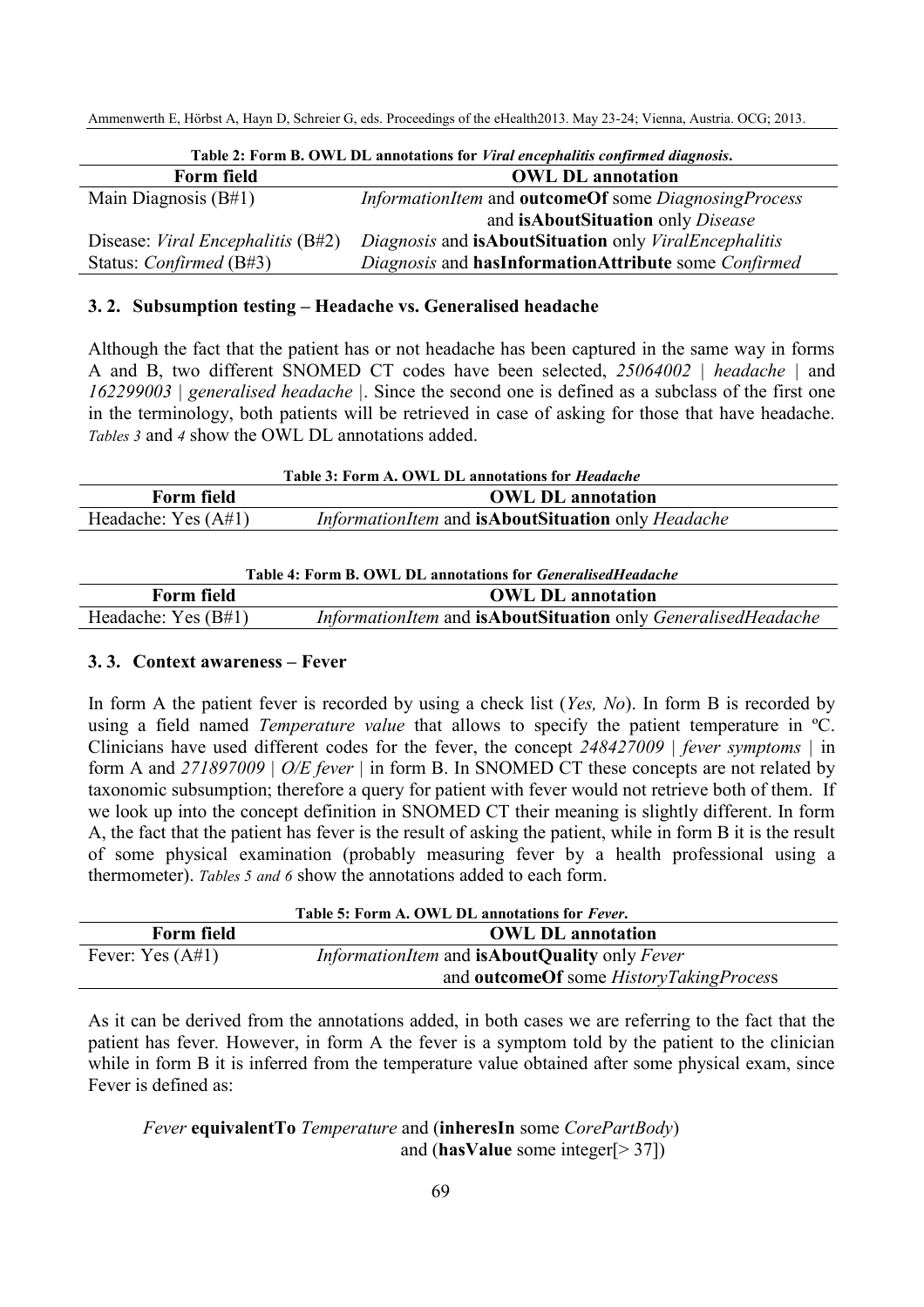**Table 2: Form B. OWL DL annotations for *Viral encephalitis confirmed diagnosis*.**

| Form field | OWL DL annotation |
|---|---|
| Main Diagnosis (B#1) | *InformationItem* and **outcomeOf** some *DiagnosingProcess* and **isAboutSituation** only *Disease* |
| Disease: *Viral Encephalitis* (B#2) | *Diagnosis* and **isAboutSituation** only *ViralEncephalitis* |
| Status: *Confirmed* (B#3) | *Diagnosis* and **hasInformationAttribute** some *Confirmed* |

### 3. 2. Subsumption testing – Headache vs. Generalised headache

Although the fact that the patient has or not headache has been captured in the same way in forms A and B, two different SNOMED CT codes have been selected, *25064002 | headache |* and *162299003 | generalised headache |*. Since the second one is defined as a subclass of the first one in the terminology, both patients will be retrieved in case of asking for those that have headache. *Tables 3* and *4* show the OWL DL annotations added.

**Table 3: Form A. OWL DL annotations for *Headache***

| Form field | OWL DL annotation |
|---|---|
| Headache: Yes (A#1) | *InformationItem* and **isAboutSituation** only *Headache* |

**Table 4: Form B. OWL DL annotations for *GeneralisedHeadache***

| Form field | OWL DL annotation |
|---|---|
| Headache: Yes (B#1) | *InformationItem* and **isAboutSituation** only *GeneralisedHeadache* |

### 3. 3. Context awareness – Fever

In form A the patient fever is recorded by using a check list (*Yes, No*). In form B is recorded by using a field named *Temperature value* that allows to specify the patient temperature in ºC. Clinicians have used different codes for the fever, the concept *248427009 | fever symptoms |* in form A and *271897009 | O/E fever |* in form B. In SNOMED CT these concepts are not related by taxonomic subsumption; therefore a query for patient with fever would not retrieve both of them. If we look up into the concept definition in SNOMED CT their meaning is slightly different. In form A, the fact that the patient has fever is the result of asking the patient, while in form B it is the result of some physical examination (probably measuring fever by a health professional using a thermometer). *Tables 5 and 6* show the annotations added to each form.

**Table 5: Form A. OWL DL annotations for *Fever*.**

| Form field | OWL DL annotation |
|---|---|
| Fever: Yes (A#1) | *InformationItem* and **isAboutQuality** only *Fever* and **outcomeOf** some *HistoryTakingProcess* |

As it can be derived from the annotations added, in both cases we are referring to the fact that the patient has fever. However, in form A the fever is a symptom told by the patient to the clinician while in form B it is inferred from the temperature value obtained after some physical exam, since Fever is defined as:

*Fever* **equivalentTo** *Temperature* and (**inheresIn** some *CorePartBody*)
and (**hasValue** some integer[> 37])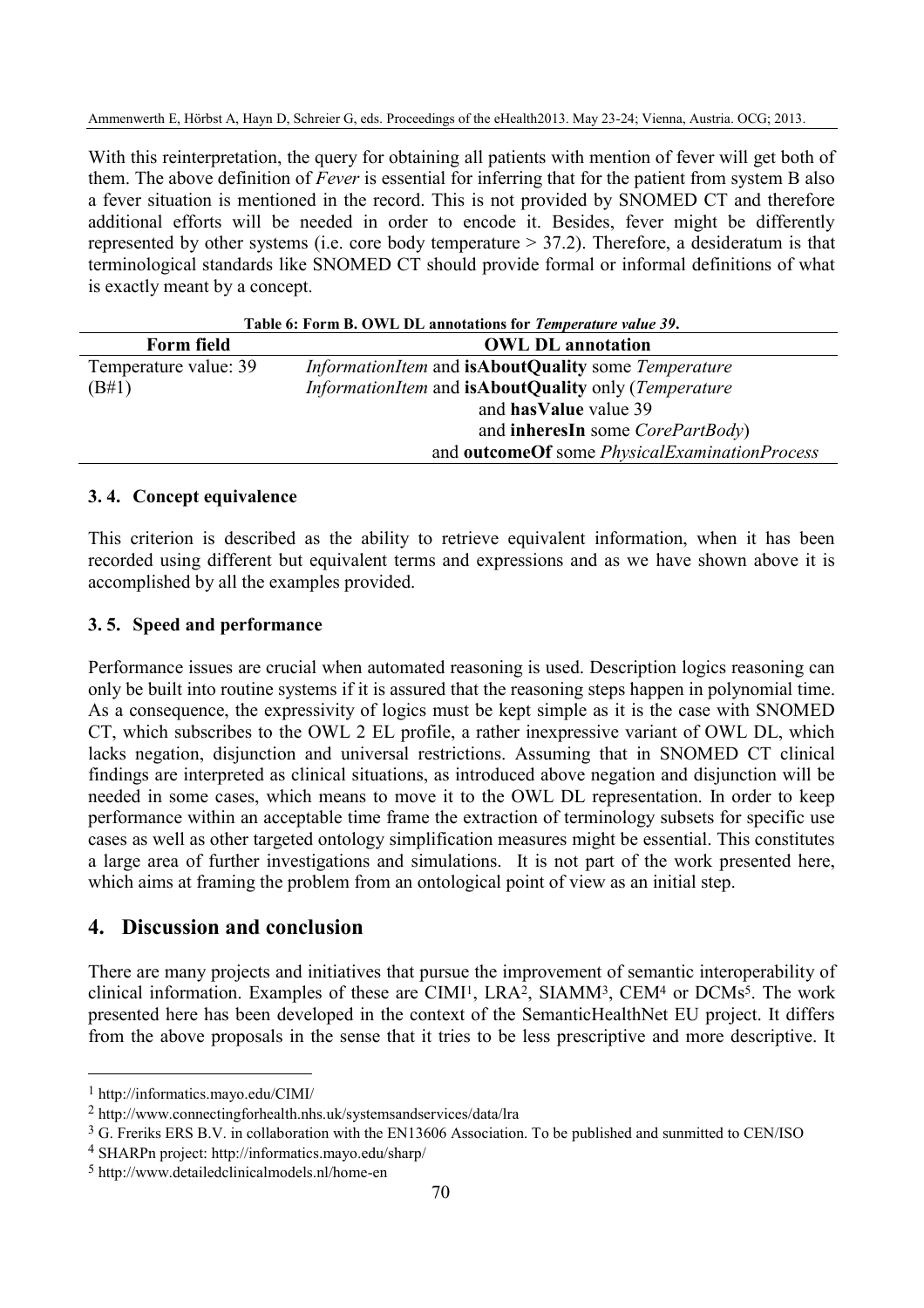With this reinterpretation, the query for obtaining all patients with mention of fever will get both of them. The above definition of *Fever* is essential for inferring that for the patient from system B also a fever situation is mentioned in the record. This is not provided by SNOMED CT and therefore additional efforts will be needed in order to encode it. Besides, fever might be differently represented by other systems (i.e. core body temperature > 37.2). Therefore, a desideratum is that terminological standards like SNOMED CT should provide formal or informal definitions of what is exactly meant by a concept.

**Table 6: Form B. OWL DL annotations for *Temperature value 39*.**

| Form field | OWL DL annotation |
| --- | --- |
| Temperature value: 39 (B#1) | *InformationItem* and **isAboutQuality** some *Temperature*<br>*InformationItem* and **isAboutQuality** only (*Temperature* and **hasValue** value 39 and **inheresIn** some *CorePartBody*) and **outcomeOf** some *PhysicalExaminationProcess* |

### 3. 4. Concept equivalence

This criterion is described as the ability to retrieve equivalent information, when it has been recorded using different but equivalent terms and expressions and as we have shown above it is accomplished by all the examples provided.

### 3. 5. Speed and performance

Performance issues are crucial when automated reasoning is used. Description logics reasoning can only be built into routine systems if it is assured that the reasoning steps happen in polynomial time. As a consequence, the expressivity of logics must be kept simple as it is the case with SNOMED CT, which subscribes to the OWL 2 EL profile, a rather inexpressive variant of OWL DL, which lacks negation, disjunction and universal restrictions. Assuming that in SNOMED CT clinical findings are interpreted as clinical situations, as introduced above negation and disjunction will be needed in some cases, which means to move it to the OWL DL representation. In order to keep performance within an acceptable time frame the extraction of terminology subsets for specific use cases as well as other targeted ontology simplification measures might be essential. This constitutes a large area of further investigations and simulations. It is not part of the work presented here, which aims at framing the problem from an ontological point of view as an initial step.

## 4. Discussion and conclusion

There are many projects and initiatives that pursue the improvement of semantic interoperability of clinical information. Examples of these are CIMI[1], LRA[2], SIAMM[3], CEM[4] or DCMs[5]. The work presented here has been developed in the context of the SemanticHealthNet EU project. It differs from the above proposals in the sense that it tries to be less prescriptive and more descriptive. It

[1] http://informatics.mayo.edu/CIMI/

[2] http://www.connectingforhealth.nhs.uk/systemsandservices/data/lra

[3] G. Freriks ERS B.V. in collaboration with the EN13606 Association. To be published and sunmitted to CEN/ISO

[4] SHARPn project: http://informatics.mayo.edu/sharp/

[5] http://www.detailedclinicalmodels.nl/home-en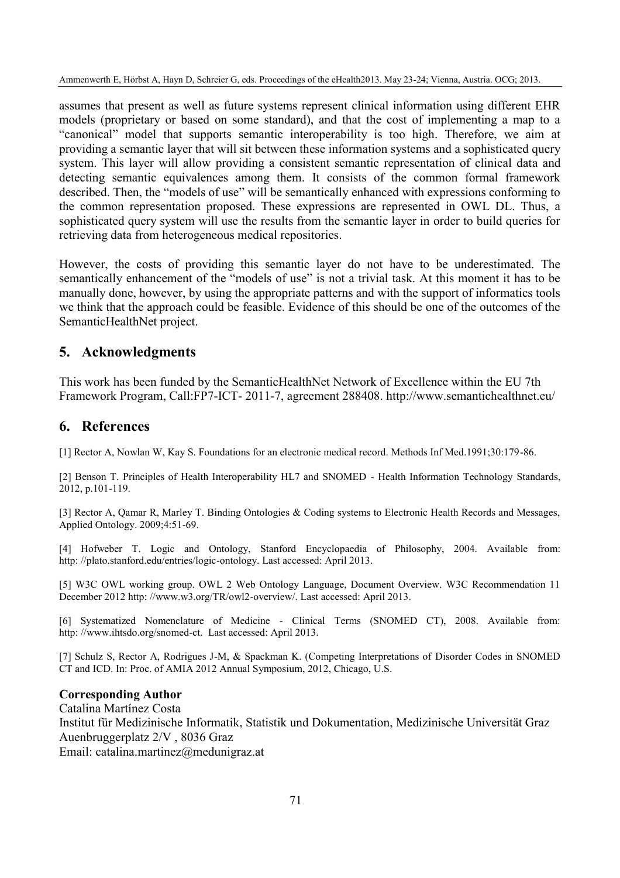assumes that present as well as future systems represent clinical information using different EHR models (proprietary or based on some standard), and that the cost of implementing a map to a "canonical" model that supports semantic interoperability is too high. Therefore, we aim at providing a semantic layer that will sit between these information systems and a sophisticated query system. This layer will allow providing a consistent semantic representation of clinical data and detecting semantic equivalences among them. It consists of the common formal framework described. Then, the "models of use" will be semantically enhanced with expressions conforming to the common representation proposed. These expressions are represented in OWL DL. Thus, a sophisticated query system will use the results from the semantic layer in order to build queries for retrieving data from heterogeneous medical repositories.

However, the costs of providing this semantic layer do not have to be underestimated. The semantically enhancement of the "models of use" is not a trivial task. At this moment it has to be manually done, however, by using the appropriate patterns and with the support of informatics tools we think that the approach could be feasible. Evidence of this should be one of the outcomes of the SemanticHealthNet project.

## 5. Acknowledgments

This work has been funded by the SemanticHealthNet Network of Excellence within the EU 7th Framework Program, Call:FP7-ICT- 2011-7, agreement 288408. http://www.semantichealthnet.eu/

## 6. References

[1] Rector A, Nowlan W, Kay S. Foundations for an electronic medical record. Methods Inf Med.1991;30:179-86.

[2] Benson T. Principles of Health Interoperability HL7 and SNOMED - Health Information Technology Standards, 2012, p.101-119.

[3] Rector A, Qamar R, Marley T. Binding Ontologies & Coding systems to Electronic Health Records and Messages, Applied Ontology. 2009;4:51-69.

[4] Hofweber T. Logic and Ontology, Stanford Encyclopaedia of Philosophy, 2004. Available from: http: //plato.stanford.edu/entries/logic-ontology. Last accessed: April 2013.

[5] W3C OWL working group. OWL 2 Web Ontology Language, Document Overview. W3C Recommendation 11 December 2012 http: //www.w3.org/TR/owl2-overview/. Last accessed: April 2013.

[6] Systematized Nomenclature of Medicine - Clinical Terms (SNOMED CT), 2008. Available from: http: //www.ihtsdo.org/snomed-ct. Last accessed: April 2013.

[7] Schulz S, Rector A, Rodrigues J-M, & Spackman K. (Competing Interpretations of Disorder Codes in SNOMED CT and ICD. In: Proc. of AMIA 2012 Annual Symposium, 2012, Chicago, U.S.

**Corresponding Author**

Catalina Martínez Costa
Institut für Medizinische Informatik, Statistik und Dokumentation, Medizinische Universität Graz
Auenbruggerplatz 2/V , 8036 Graz
Email: catalina.martinez@medunigraz.at